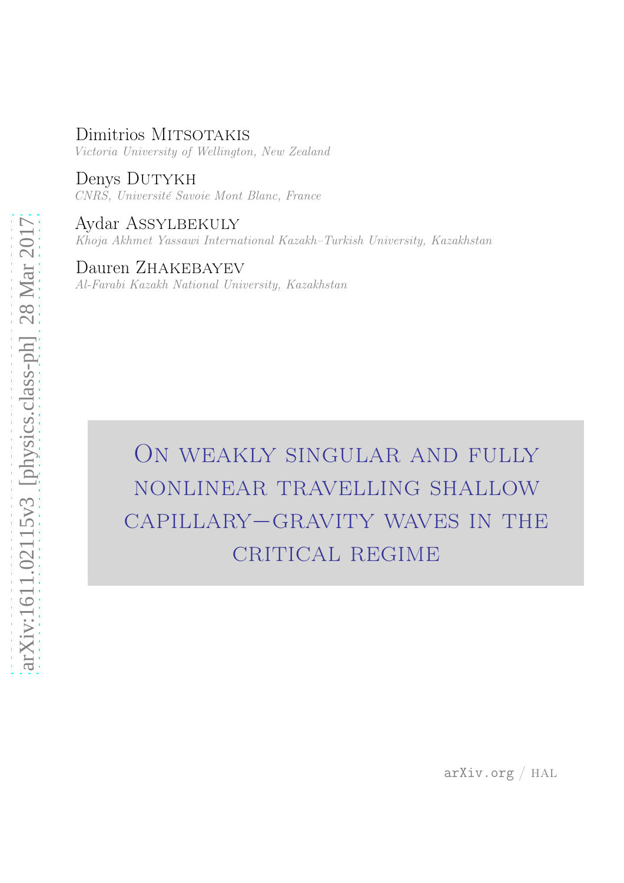Dimitrios Mitsotakis
*Victoria University of Wellington, New Zealand*

Denys Dutykh
*CNRS, Université Savoie Mont Blanc, France*

Aydar Assylbekuly
*Khoja Akhmet Yassawi International Kazakh–Turkish University, Kazakhstan*

Dauren Zhakebayev
*Al-Farabi Kazakh National University, Kazakhstan*

arXiv:1611.02115v3 [physics.class-ph] 28 Mar 2017

# On weakly singular and fully nonlinear travelling shallow capillary–gravity waves in the critical regime

arXiv.org / HAL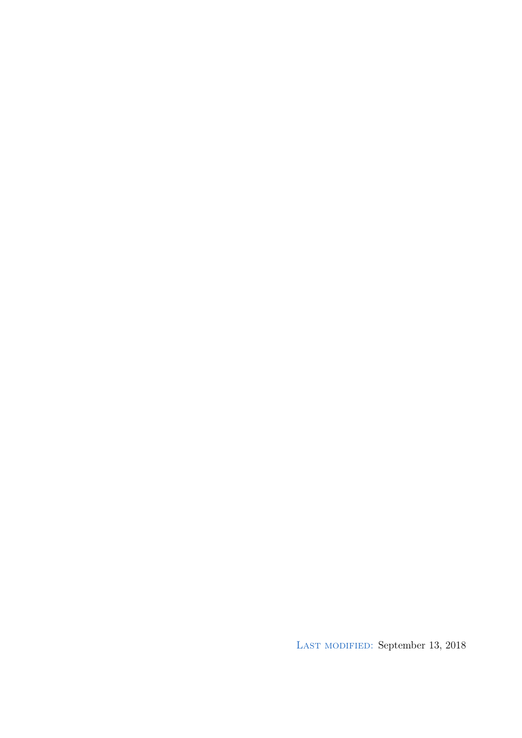Last modified: September 13, 2018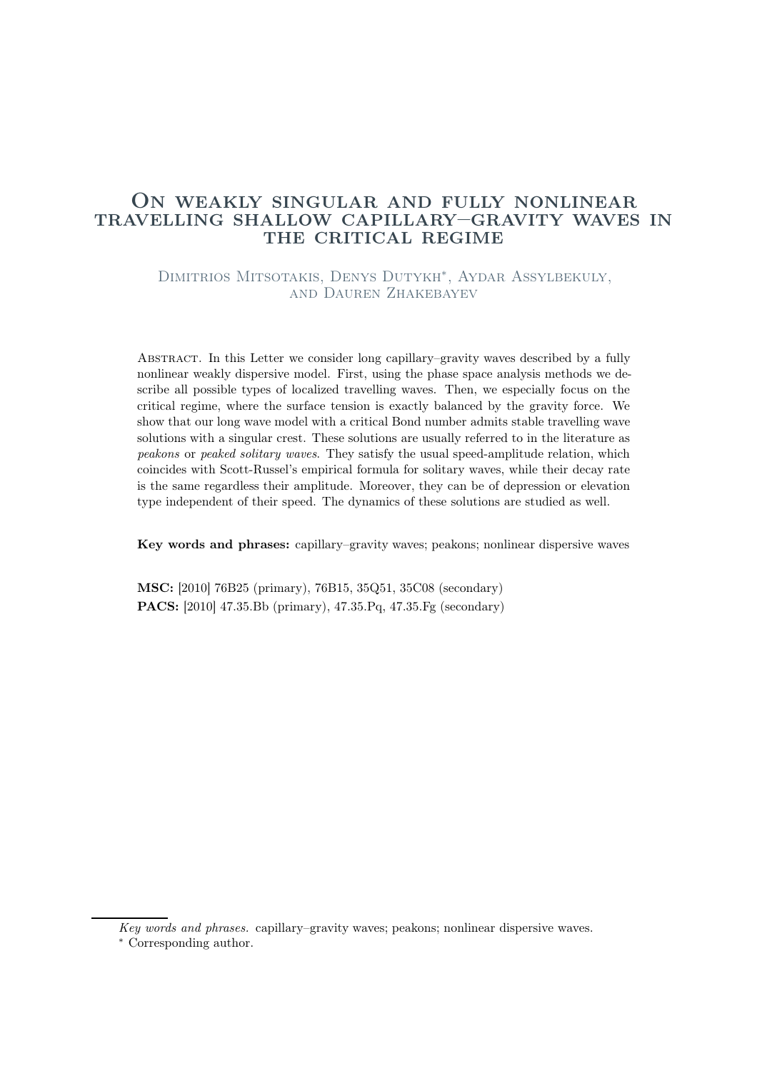# On weakly singular and fully nonlinear travelling shallow capillary–gravity waves in the critical regime

Dimitrios Mitsotakis, Denys Dutykh*, Aydar Assylbekuly, and Dauren Zhakebayev

Abstract. In this Letter we consider long capillary–gravity waves described by a fully nonlinear weakly dispersive model. First, using the phase space analysis methods we describe all possible types of localized travelling waves. Then, we especially focus on the critical regime, where the surface tension is exactly balanced by the gravity force. We show that our long wave model with a critical Bond number admits stable travelling wave solutions with a singular crest. These solutions are usually referred to in the literature as *peakons* or *peaked solitary waves*. They satisfy the usual speed-amplitude relation, which coincides with Scott-Russel's empirical formula for solitary waves, while their decay rate is the same regardless their amplitude. Moreover, they can be of depression or elevation type independent of their speed. The dynamics of these solutions are studied as well.

**Key words and phrases:** capillary–gravity waves; peakons; nonlinear dispersive waves

**MSC:** [2010] 76B25 (primary), 76B15, 35Q51, 35C08 (secondary)
**PACS:** [2010] 47.35.Bb (primary), 47.35.Pq, 47.35.Fg (secondary)

*Key words and phrases.* capillary–gravity waves; peakons; nonlinear dispersive waves.

\* Corresponding author.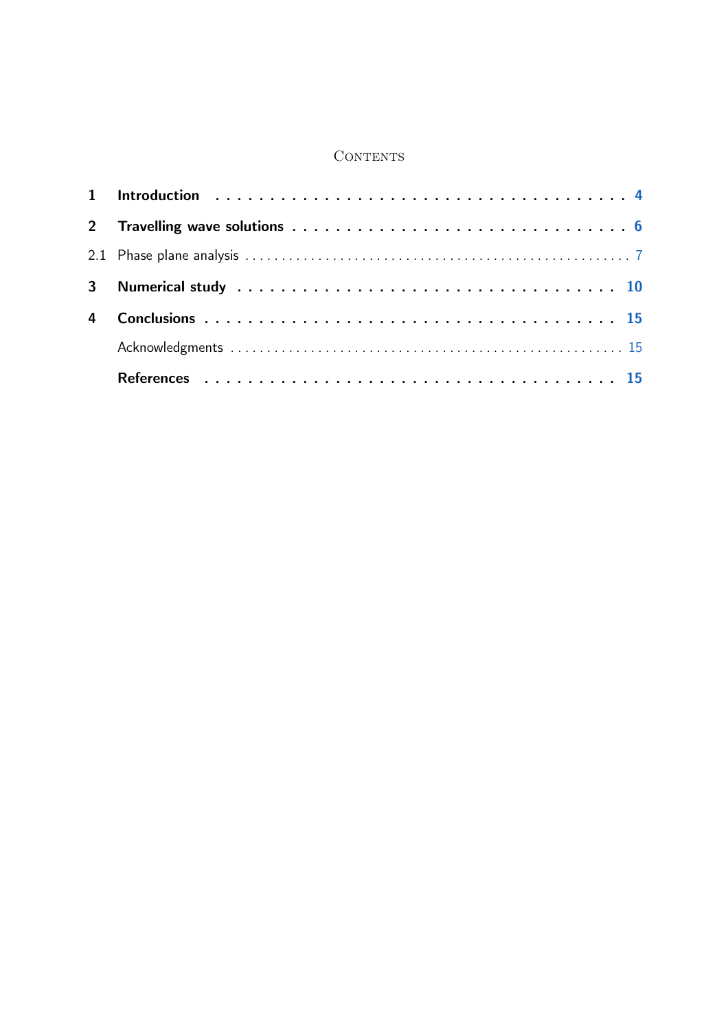# Contents

| | | |
|---|---|---|
| **1** | **Introduction** | **4** |
| **2** | **Travelling wave solutions** | **6** |
| 2.1 | Phase plane analysis | 7 |
| **3** | **Numerical study** | **10** |
| **4** | **Conclusions** | **15** |
| | Acknowledgments | 15 |
| | **References** | **15** |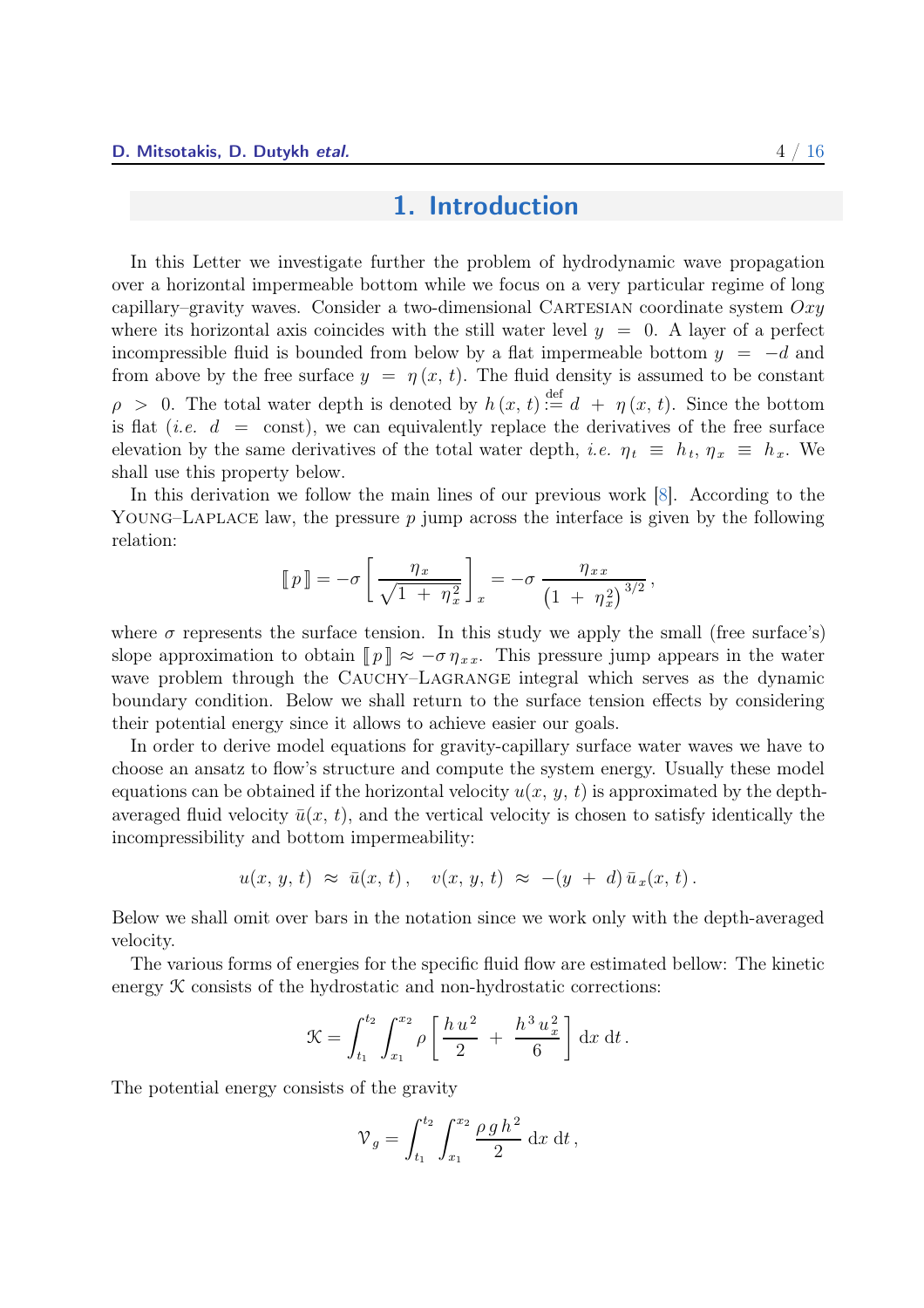## 1. Introduction

In this Letter we investigate further the problem of hydrodynamic wave propagation over a horizontal impermeable bottom while we focus on a very particular regime of long capillary–gravity waves. Consider a two-dimensional Cartesian coordinate system $Oxy$ where its horizontal axis coincides with the still water level $y = 0$. A layer of a perfect incompressible fluid is bounded from below by a flat impermeable bottom $y = -d$ and from above by the free surface $y = \eta(x, t)$. The fluid density is assumed to be constant $\rho > 0$. The total water depth is denoted by $h(x, t) \stackrel{\text{def}}{:=} d + \eta(x, t)$. Since the bottom is flat (*i.e.* $d = \text{const}$), we can equivalently replace the derivatives of the free surface elevation by the same derivatives of the total water depth, *i.e.* $\eta_t \equiv h_t$, $\eta_x \equiv h_x$. We shall use this property below.

In this derivation we follow the main lines of our previous work [8]. According to the Young–Laplace law, the pressure $p$ jump across the interface is given by the following relation:

$$[\![ p ]\!] = -\sigma \left[ \frac{\eta_x}{\sqrt{1 + \eta_x^2}} \right]_x = -\sigma \frac{\eta_{xx}}{\left(1 + \eta_x^2\right)^{3/2}},$$

where $\sigma$ represents the surface tension. In this study we apply the small (free surface's) slope approximation to obtain $[\![ p ]\!] \approx -\sigma \eta_{xx}$. This pressure jump appears in the water wave problem through the Cauchy–Lagrange integral which serves as the dynamic boundary condition. Below we shall return to the surface tension effects by considering their potential energy since it allows to achieve easier our goals.

In order to derive model equations for gravity-capillary surface water waves we have to choose an ansatz to flow's structure and compute the system energy. Usually these model equations can be obtained if the horizontal velocity $u(x, y, t)$ is approximated by the depth-averaged fluid velocity $\bar{u}(x, t)$, and the vertical velocity is chosen to satisfy identically the incompressibility and bottom impermeability:

$$u(x, y, t) \approx \bar{u}(x, t), \quad v(x, y, t) \approx -(y + d)\,\bar{u}_x(x, t).$$

Below we shall omit over bars in the notation since we work only with the depth-averaged velocity.

The various forms of energies for the specific fluid flow are estimated bellow: The kinetic energy $\mathcal{K}$ consists of the hydrostatic and non-hydrostatic corrections:

$$\mathcal{K} = \int_{t_1}^{t_2} \int_{x_1}^{x_2} \rho \left[ \frac{h\, u^2}{2} + \frac{h^3\, u_x^2}{6} \right] \mathrm{d}x\, \mathrm{d}t.$$

The potential energy consists of the gravity

$$\mathcal{V}_g = \int_{t_1}^{t_2} \int_{x_1}^{x_2} \frac{\rho\, g\, h^2}{2}\, \mathrm{d}x\, \mathrm{d}t,$$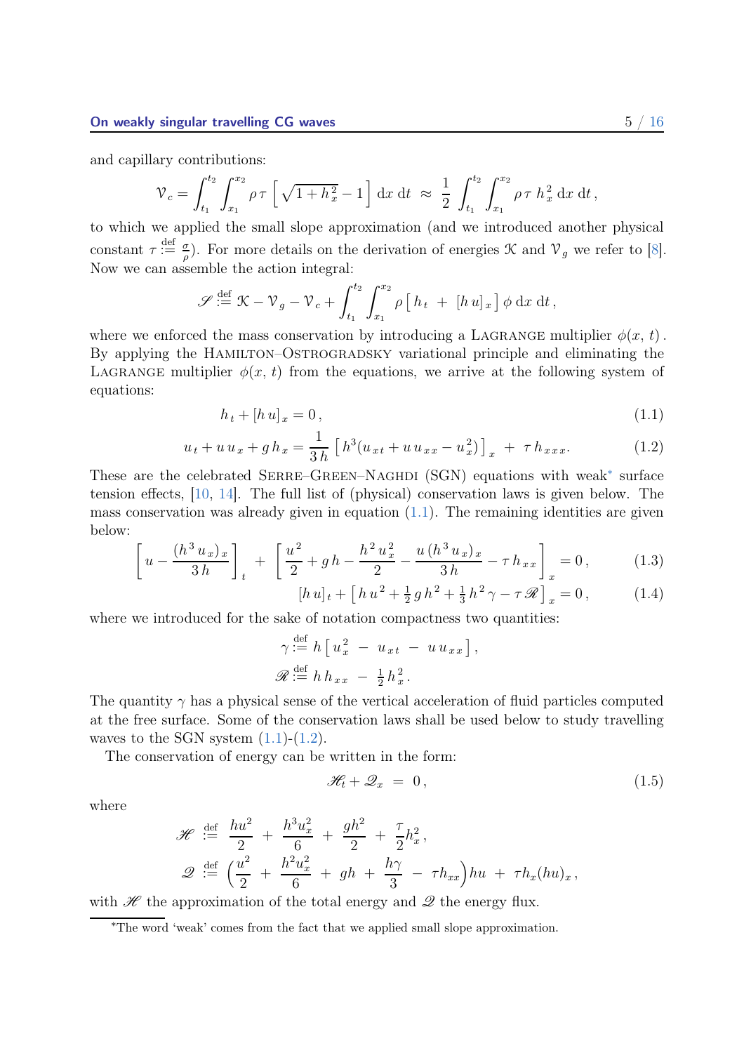and capillary contributions:

$$\mathcal{V}_c = \int_{t_1}^{t_2} \int_{x_1}^{x_2} \rho\,\tau \left[ \sqrt{1 + h_x^2} - 1 \right] \mathrm{d}x\ \mathrm{d}t \;\approx\; \frac{1}{2} \int_{t_1}^{t_2} \int_{x_1}^{x_2} \rho\,\tau\; h_x^2 \;\mathrm{d}x\ \mathrm{d}t\,,$$

to which we applied the small slope approximation (and we introduced another physical constant $\tau \stackrel{\text{def}}{:=} \frac{\sigma}{\rho}$). For more details on the derivation of energies $\mathcal{K}$ and $\mathcal{V}_g$ we refer to [8]. Now we can assemble the action integral:

$$\mathscr{S} \stackrel{\text{def}}{:=} \mathcal{K} - \mathcal{V}_g - \mathcal{V}_c + \int_{t_1}^{t_2} \int_{x_1}^{x_2} \rho \left[ h_t \;+\; [h\,u]_x \right] \phi \;\mathrm{d}x\ \mathrm{d}t\,,$$

where we enforced the mass conservation by introducing a Lagrange multiplier $\phi(x,\,t)$. By applying the Hamilton–Ostrogradsky variational principle and eliminating the Lagrange multiplier $\phi(x,\,t)$ from the equations, we arrive at the following system of equations:

$$h_t + [h\,u]_x = 0\,, \tag{1.1}$$

$$u_t + u\,u_x + g\,h_x = \frac{1}{3\,h} \left[ h^3(u_{xt} + u\,u_{xx} - u_x^2) \right]_x \;+\; \tau\,h_{xxx}. \tag{1.2}$$

These are the celebrated Serre–Green–Naghdi (SGN) equations with weak* surface tension effects, [10, 14]. The full list of (physical) conservation laws is given below. The mass conservation was already given in equation (1.1). The remaining identities are given below:

$$\left[ u - \frac{(h^3\,u_x)_x}{3\,h} \right]_t \;+\; \left[ \frac{u^2}{2} + g\,h - \frac{h^2\,u_x^2}{2} - \frac{u\,(h^3\,u_x)_x}{3\,h} - \tau\,h_{xx} \right]_x = 0\,, \tag{1.3}$$

$$[h\,u]_t + \left[ h\,u^2 + \tfrac{1}{2}\,g\,h^2 + \tfrac{1}{3}\,h^2\,\gamma - \tau\,\mathscr{R} \right]_x = 0\,, \tag{1.4}$$

where we introduced for the sake of notation compactness two quantities:

$$\gamma \stackrel{\text{def}}{:=} h \left[ u_x^2 \;-\; u_{xt} \;-\; u\,u_{xx} \right],$$

$$\mathscr{R} \stackrel{\text{def}}{:=} h\,h_{xx} \;-\; \tfrac{1}{2}\,h_x^2\,.$$

The quantity $\gamma$ has a physical sense of the vertical acceleration of fluid particles computed at the free surface. Some of the conservation laws shall be used below to study travelling waves to the SGN system (1.1)-(1.2).

The conservation of energy can be written in the form:

$$\mathscr{H}_t + \mathscr{Q}_x \;=\; 0\,, \tag{1.5}$$

where

$$\mathscr{H} \;\stackrel{\text{def}}{:=}\; \frac{hu^2}{2} \;+\; \frac{h^3u_x^2}{6} \;+\; \frac{gh^2}{2} \;+\; \frac{\tau}{2}h_x^2\,,$$

$$\mathscr{Q} \;\stackrel{\text{def}}{:=}\; \Big( \frac{u^2}{2} \;+\; \frac{h^2u_x^2}{6} \;+\; gh \;+\; \frac{h\gamma}{3} \;-\; \tau h_{xx} \Big) hu \;+\; \tau h_x (hu)_x\,,$$

with $\mathscr{H}$ the approximation of the total energy and $\mathscr{Q}$ the energy flux.

---

*The word 'weak' comes from the fact that we applied small slope approximation.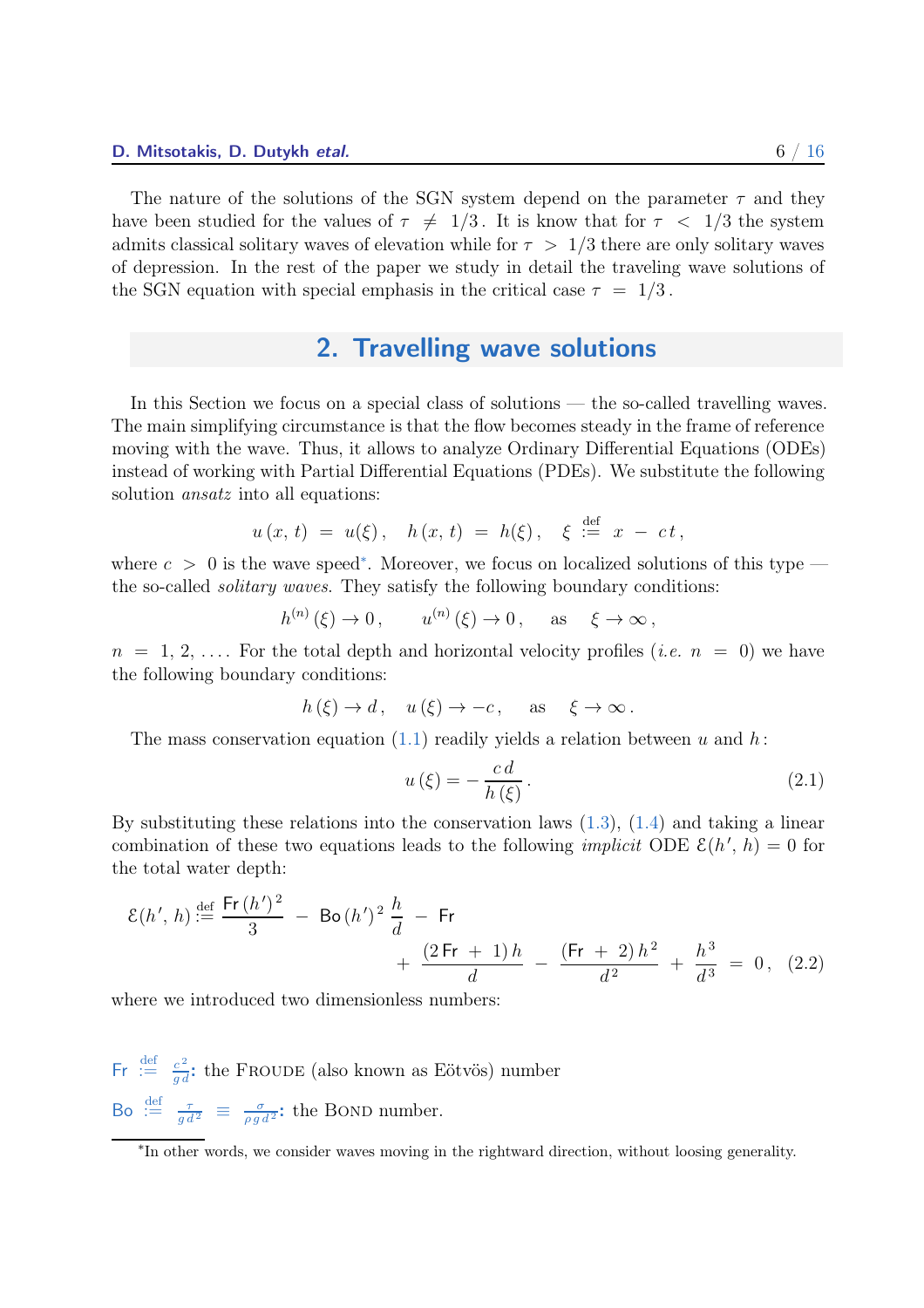The nature of the solutions of the SGN system depend on the parameter $\tau$ and they have been studied for the values of $\tau \neq 1/3$. It is know that for $\tau < 1/3$ the system admits classical solitary waves of elevation while for $\tau > 1/3$ there are only solitary waves of depression. In the rest of the paper we study in detail the traveling wave solutions of the SGN equation with special emphasis in the critical case $\tau = 1/3$.

## 2. Travelling wave solutions

In this Section we focus on a special class of solutions — the so-called travelling waves. The main simplifying circumstance is that the flow becomes steady in the frame of reference moving with the wave. Thus, it allows to analyze Ordinary Differential Equations (ODEs) instead of working with Partial Differential Equations (PDEs). We substitute the following solution *ansatz* into all equations:

$$u(x,t) = u(\xi), \quad h(x,t) = h(\xi), \quad \xi \stackrel{\text{def}}{:=} x - ct,$$

where $c > 0$ is the wave speed*. Moreover, we focus on localized solutions of this type — the so-called *solitary waves*. They satisfy the following boundary conditions:

$$h^{(n)}(\xi) \to 0, \qquad u^{(n)}(\xi) \to 0, \qquad \text{as} \quad \xi \to \infty,$$

$n = 1, 2, \dots$. For the total depth and horizontal velocity profiles (*i.e.* $n = 0$) we have the following boundary conditions:

$$h(\xi) \to d, \quad u(\xi) \to -c, \qquad \text{as} \quad \xi \to \infty.$$

The mass conservation equation (1.1) readily yields a relation between $u$ and $h$:

$$u(\xi) = -\frac{c\,d}{h(\xi)}. \tag{2.1}$$

By substituting these relations into the conservation laws (1.3), (1.4) and taking a linear combination of these two equations leads to the following *implicit* ODE $\mathcal{E}(h', h) = 0$ for the total water depth:

$$\mathcal{E}(h', h) \stackrel{\text{def}}{:=} \frac{\mathsf{Fr}\,(h')^2}{3} - \mathsf{Bo}\,(h')^2\,\frac{h}{d} - \mathsf{Fr} + \frac{(2\,\mathsf{Fr} + 1)\,h}{d} - \frac{(\mathsf{Fr} + 2)\,h^2}{d^2} + \frac{h^3}{d^3} = 0, \tag{2.2}$$

where we introduced two dimensionless numbers:

$\mathsf{Fr} \stackrel{\text{def}}{:=} \frac{c^2}{g\,d}$: the FROUDE (also known as Eötvös) number

$\mathsf{Bo} \stackrel{\text{def}}{:=} \frac{\tau}{g\,d^2} \equiv \frac{\sigma}{\rho\,g\,d^2}$: the BOND number.

*In other words, we consider waves moving in the rightward direction, without loosing generality.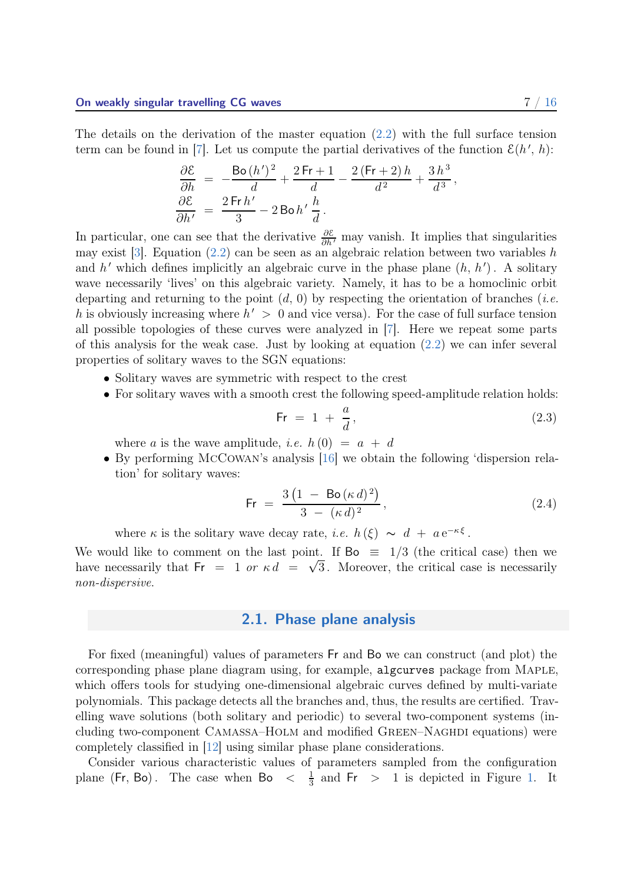The details on the derivation of the master equation (2.2) with the full surface tension term can be found in [7]. Let us compute the partial derivatives of the function $\mathcal{E}(h',\, h)$:

$$\frac{\partial \mathcal{E}}{\partial h} \;=\; -\frac{\mathsf{Bo}\,(h')^{\,2}}{d} + \frac{2\,\mathsf{Fr}+1}{d} - \frac{2\,(\mathsf{Fr}+2)\,h}{d^{\,2}} + \frac{3\,h^{\,3}}{d^{\,3}}\,,$$
$$\frac{\partial \mathcal{E}}{\partial h'} \;=\; \frac{2\,\mathsf{Fr}\,h'}{3} - 2\,\mathsf{Bo}\,h'\,\frac{h}{d}\,.$$

In particular, one can see that the derivative $\frac{\partial \mathcal{E}}{\partial h'}$ may vanish. It implies that singularities may exist [3]. Equation (2.2) can be seen as an algebraic relation between two variables $h$ and $h'$ which defines implicitly an algebraic curve in the phase plane $(h,\, h')$. A solitary wave necessarily 'lives' on this algebraic variety. Namely, it has to be a homoclinic orbit departing and returning to the point $(d,\, 0)$ by respecting the orientation of branches (*i.e.* $h$ is obviously increasing where $h' \;>\; 0$ and vice versa). For the case of full surface tension all possible topologies of these curves were analyzed in [7]. Here we repeat some parts of this analysis for the weak case. Just by looking at equation (2.2) we can infer several properties of solitary waves to the SGN equations:

- Solitary waves are symmetric with respect to the crest
- For solitary waves with a smooth crest the following speed-amplitude relation holds:
$$\mathsf{Fr} \;=\; 1 \;+\; \frac{a}{d}\,, \tag{2.3}$$
where $a$ is the wave amplitude, *i.e.* $h\,(0) \;=\; a \;+\; d$
- By performing McCowan's analysis [16] we obtain the following 'dispersion relation' for solitary waves:
$$\mathsf{Fr} \;=\; \frac{3\,\bigl(1 \;-\; \mathsf{Bo}\,(\kappa\,d)^{\,2}\bigr)}{3 \;-\; (\kappa\,d)^{\,2}}\,, \tag{2.4}$$
where $\kappa$ is the solitary wave decay rate, *i.e.* $h\,(\xi) \;\sim\; d \;+\; a\,\mathrm{e}^{-\kappa\,\xi}$.

We would like to comment on the last point. If $\mathsf{Bo} \;\equiv\; 1/3$ (the critical case) then we have necessarily that $\mathsf{Fr} \;=\; 1$ *or* $\kappa\,d \;=\; \sqrt{3}$. Moreover, the critical case is necessarily *non-dispersive*.

## 2.1. Phase plane analysis

For fixed (meaningful) values of parameters $\mathsf{Fr}$ and $\mathsf{Bo}$ we can construct (and plot) the corresponding phase plane diagram using, for example, `algcurves` package from Maple, which offers tools for studying one-dimensional algebraic curves defined by multi-variate polynomials. This package detects all the branches and, thus, the results are certified. Travelling wave solutions (both solitary and periodic) to several two-component systems (including two-component Camassa–Holm and modified Green–Naghdi equations) were completely classified in [12] using similar phase plane considerations.

Consider various characteristic values of parameters sampled from the configuration plane $(\mathsf{Fr},\, \mathsf{Bo})$. The case when $\mathsf{Bo} \;<\; \frac{1}{3}$ and $\mathsf{Fr} \;>\; 1$ is depicted in Figure 1. It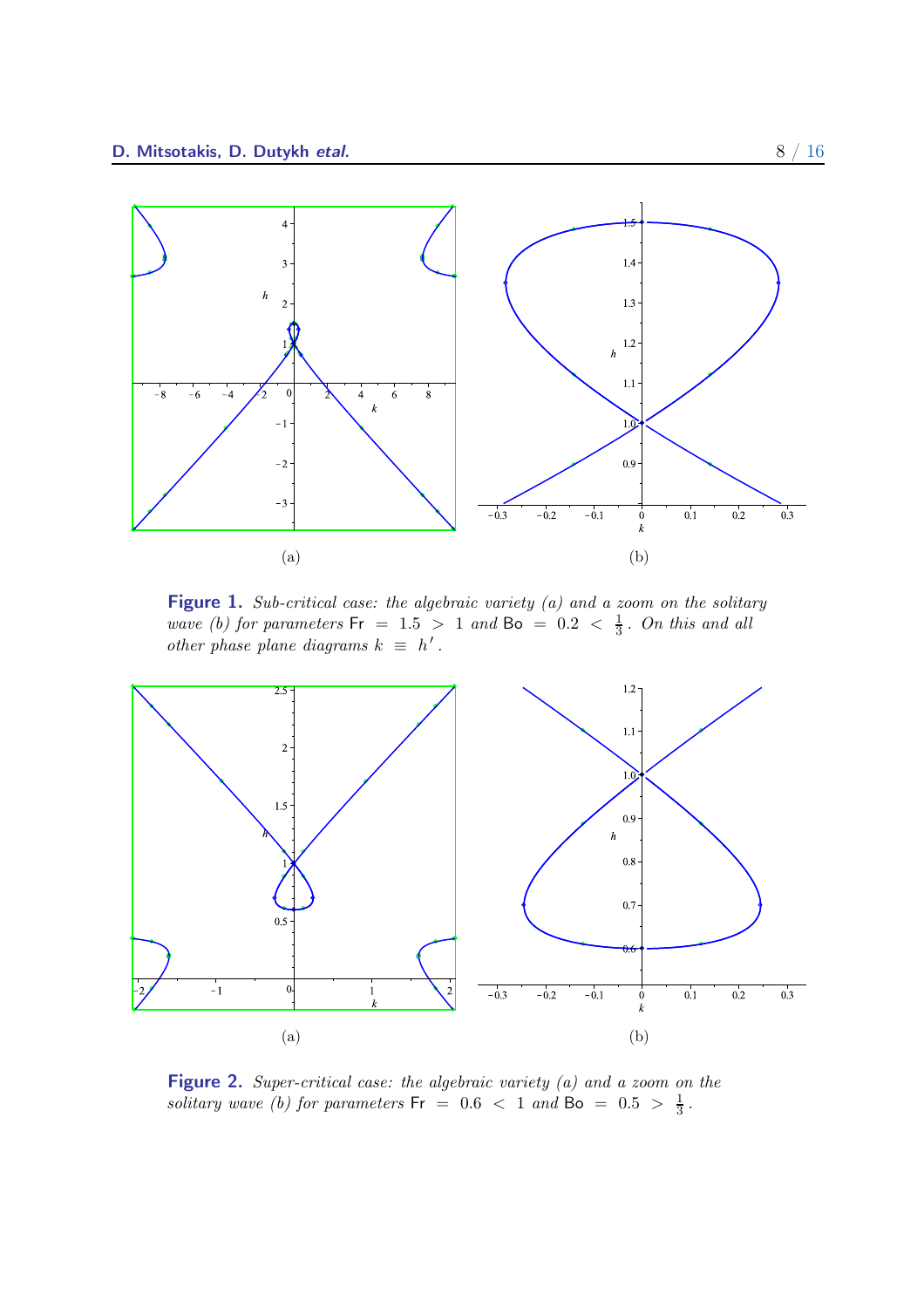**Figure 1.** *Sub-critical case: the algebraic variety (a) and a zoom on the solitary wave (b) for parameters* $\mathsf{Fr} = 1.5 > 1$ *and* $\mathsf{Bo} = 0.2 < \frac{1}{3}$*. On this and all other phase plane diagrams* $k \equiv h'$*.*

**Figure 2.** *Super-critical case: the algebraic variety (a) and a zoom on the solitary wave (b) for parameters* $\mathsf{Fr} = 0.6 < 1$ *and* $\mathsf{Bo} = 0.5 > \frac{1}{3}$*.*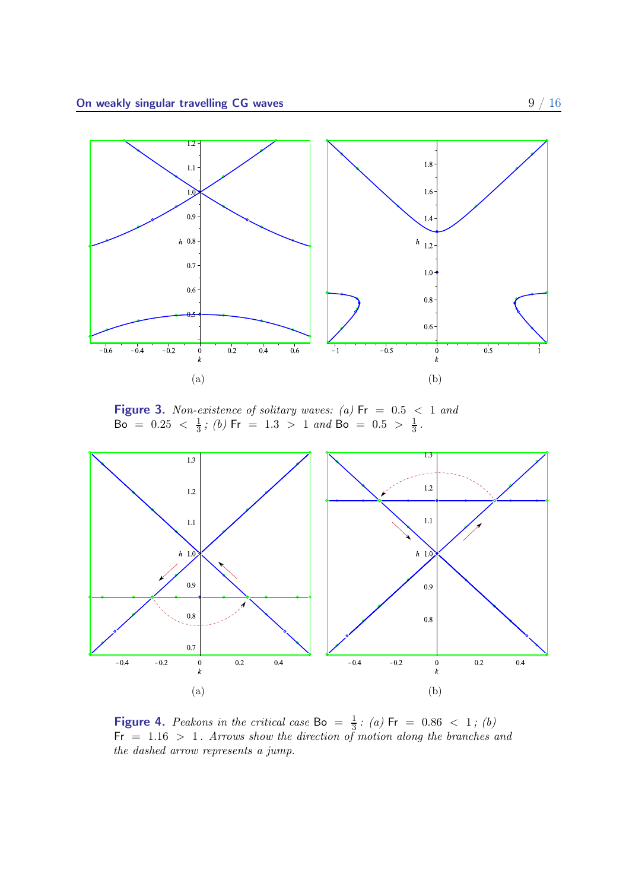**Figure 3.** *Non-existence of solitary waves: (a)* $\mathsf{Fr} = 0.5 < 1$ *and* $\mathsf{Bo} = 0.25 < \frac{1}{3}$*; (b)* $\mathsf{Fr} = 1.3 > 1$ *and* $\mathsf{Bo} = 0.5 > \frac{1}{3}$.

**Figure 4.** *Peakons in the critical case* $\mathsf{Bo} = \frac{1}{3}$*: (a)* $\mathsf{Fr} = 0.86 < 1$*; (b)* $\mathsf{Fr} = 1.16 > 1$*. Arrows show the direction of motion along the branches and the dashed arrow represents a jump.*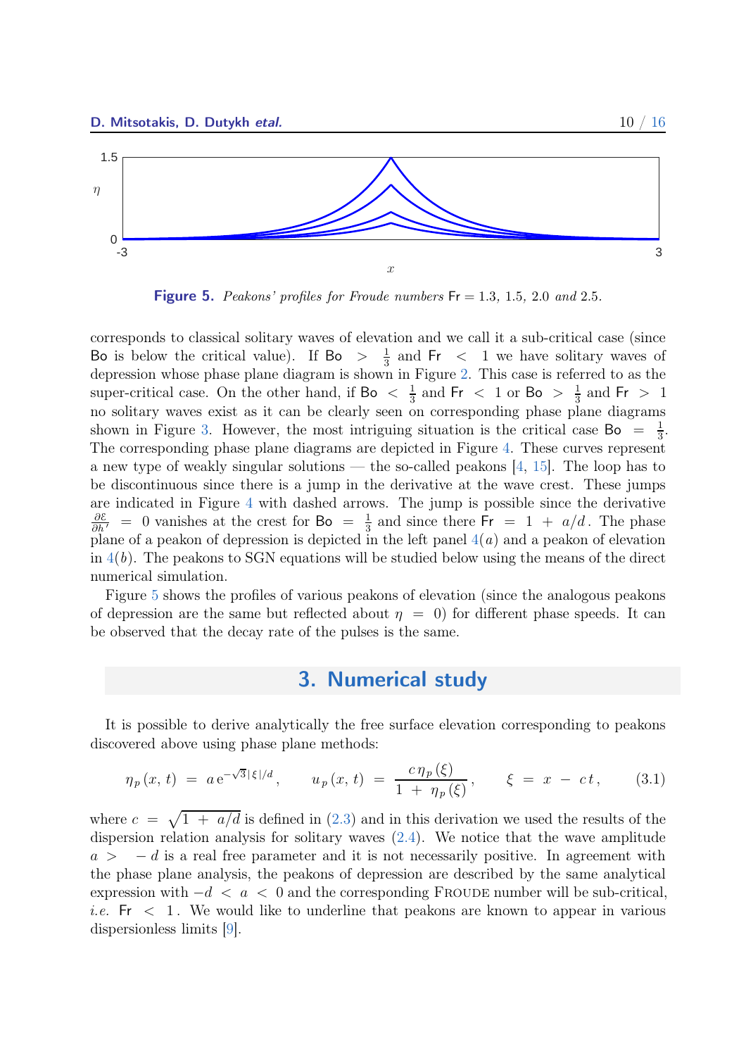**Figure 5.** *Peakons' profiles for Froude numbers* $\mathsf{Fr} = 1.3,\ 1.5,\ 2.0$ *and* $2.5$.

corresponds to classical solitary waves of elevation and we call it a sub-critical case (since $\mathsf{Bo}$ is below the critical value). If $\mathsf{Bo} > \frac{1}{3}$ and $\mathsf{Fr} < 1$ we have solitary waves of depression whose phase plane diagram is shown in Figure 2. This case is referred to as the super-critical case. On the other hand, if $\mathsf{Bo} < \frac{1}{3}$ and $\mathsf{Fr} < 1$ or $\mathsf{Bo} > \frac{1}{3}$ and $\mathsf{Fr} > 1$ no solitary waves exist as it can be clearly seen on corresponding phase plane diagrams shown in Figure 3. However, the most intriguing situation is the critical case $\mathsf{Bo} = \frac{1}{3}$. The corresponding phase plane diagrams are depicted in Figure 4. These curves represent a new type of weakly singular solutions — the so-called peakons [4, 15]. The loop has to be discontinuous since there is a jump in the derivative at the wave crest. These jumps are indicated in Figure 4 with dashed arrows. The jump is possible since the derivative $\frac{\partial \mathcal{E}}{\partial h'} = 0$ vanishes at the crest for $\mathsf{Bo} = \frac{1}{3}$ and since there $\mathsf{Fr} = 1 + a/d$. The phase plane of a peakon of depression is depicted in the left panel 4(*a*) and a peakon of elevation in 4(*b*). The peakons to SGN equations will be studied below using the means of the direct numerical simulation.

Figure 5 shows the profiles of various peakons of elevation (since the analogous peakons of depression are the same but reflected about $\eta = 0$) for different phase speeds. It can be observed that the decay rate of the pulses is the same.

## 3. Numerical study

It is possible to derive analytically the free surface elevation corresponding to peakons discovered above using phase plane methods:

$$\eta_p(x,\,t) \;=\; a\,\mathrm{e}^{-\sqrt{3}\,|\,\xi\,|/d}\,, \qquad u_p(x,\,t) \;=\; \frac{c\,\eta_p(\xi)}{1 \,+\, \eta_p(\xi)}\,, \qquad \xi \;=\; x \,-\, c\,t\,, \tag{3.1}$$

where $c = \sqrt{1 + a/d}$ is defined in (2.3) and in this derivation we used the results of the dispersion relation analysis for solitary waves (2.4). We notice that the wave amplitude $a > -d$ is a real free parameter and it is not necessarily positive. In agreement with the phase plane analysis, the peakons of depression are described by the same analytical expression with $-d < a < 0$ and the corresponding FROUDE number will be sub-critical, *i.e.* $\mathsf{Fr} < 1$. We would like to underline that peakons are known to appear in various dispersionless limits [9].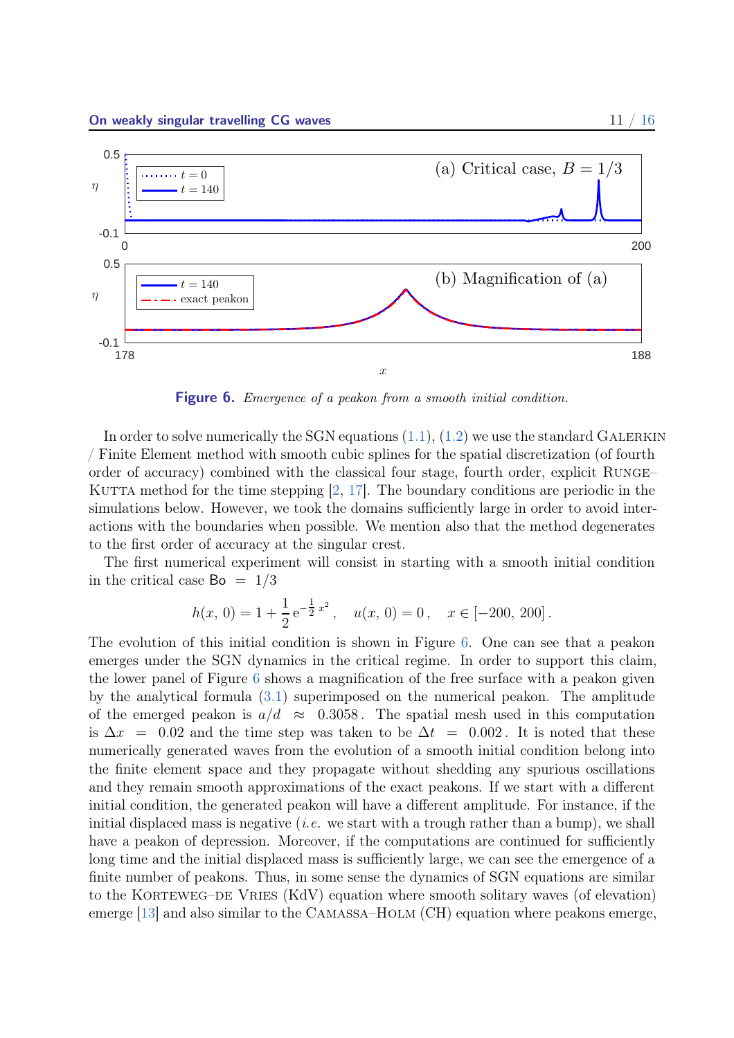**Figure 6.** *Emergence of a peakon from a smooth initial condition.*

In order to solve numerically the SGN equations (1.1), (1.2) we use the standard Galerkin / Finite Element method with smooth cubic splines for the spatial discretization (of fourth order of accuracy) combined with the classical four stage, fourth order, explicit Runge–Kutta method for the time stepping [2, 17]. The boundary conditions are periodic in the simulations below. However, we took the domains sufficiently large in order to avoid interactions with the boundaries when possible. We mention also that the method degenerates to the first order of accuracy at the singular crest.

The first numerical experiment will consist in starting with a smooth initial condition in the critical case $\mathsf{Bo} = 1/3$

$$h(x,\,0) = 1 + \frac{1}{2}\,\mathrm{e}^{-\frac{1}{2}\,x^2}\,, \quad u(x,\,0) = 0\,, \quad x \in [-200,\,200]\,.$$

The evolution of this initial condition is shown in Figure 6. One can see that a peakon emerges under the SGN dynamics in the critical regime. In order to support this claim, the lower panel of Figure 6 shows a magnification of the free surface with a peakon given by the analytical formula (3.1) superimposed on the numerical peakon. The amplitude of the emerged peakon is $a/d \approx 0.3058$. The spatial mesh used in this computation is $\Delta x = 0.02$ and the time step was taken to be $\Delta t = 0.002$. It is noted that these numerically generated waves from the evolution of a smooth initial condition belong into the finite element space and they propagate without shedding any spurious oscillations and they remain smooth approximations of the exact peakons. If we start with a different initial condition, the generated peakon will have a different amplitude. For instance, if the initial displaced mass is negative (*i.e.* we start with a trough rather than a bump), we shall have a peakon of depression. Moreover, if the computations are continued for sufficiently long time and the initial displaced mass is sufficiently large, we can see the emergence of a finite number of peakons. Thus, in some sense the dynamics of SGN equations are similar to the Korteweg–de Vries (KdV) equation where smooth solitary waves (of elevation) emerge [13] and also similar to the Camassa–Holm (CH) equation where peakons emerge,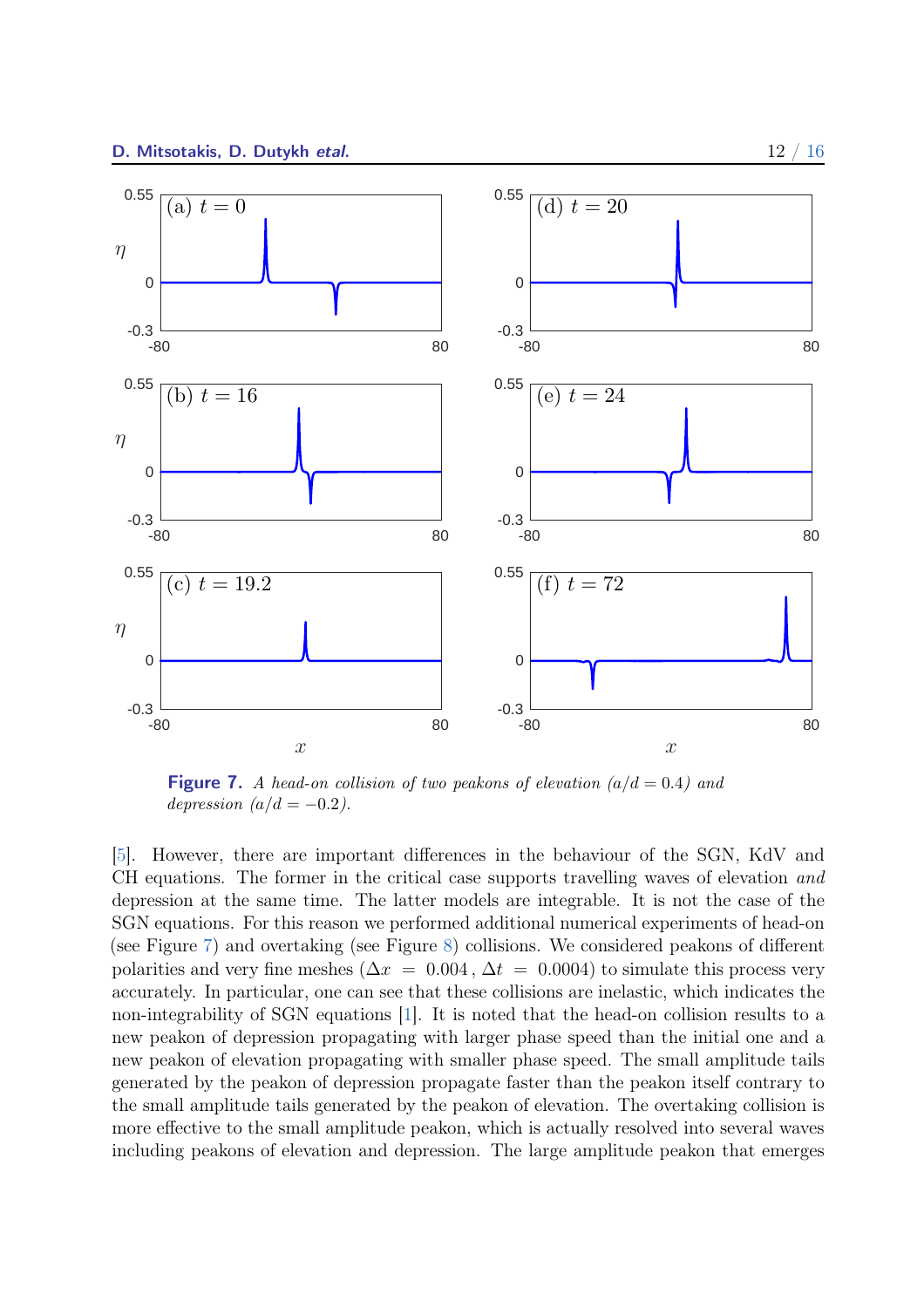**Figure 7.** *A head-on collision of two peakons of elevation ($a/d = 0.4$) and depression ($a/d = -0.2$).*

[5]. However, there are important differences in the behaviour of the SGN, KdV and CH equations. The former in the critical case supports travelling waves of elevation *and* depression at the same time. The latter models are integrable. It is not the case of the SGN equations. For this reason we performed additional numerical experiments of head-on (see Figure 7) and overtaking (see Figure 8) collisions. We considered peakons of different polarities and very fine meshes ($\Delta x = 0.004$, $\Delta t = 0.0004$) to simulate this process very accurately. In particular, one can see that these collisions are inelastic, which indicates the non-integrability of SGN equations [1]. It is noted that the head-on collision results to a new peakon of depression propagating with larger phase speed than the initial one and a new peakon of elevation propagating with smaller phase speed. The small amplitude tails generated by the peakon of depression propagate faster than the peakon itself contrary to the small amplitude tails generated by the peakon of elevation. The overtaking collision is more effective to the small amplitude peakon, which is actually resolved into several waves including peakons of elevation and depression. The large amplitude peakon that emerges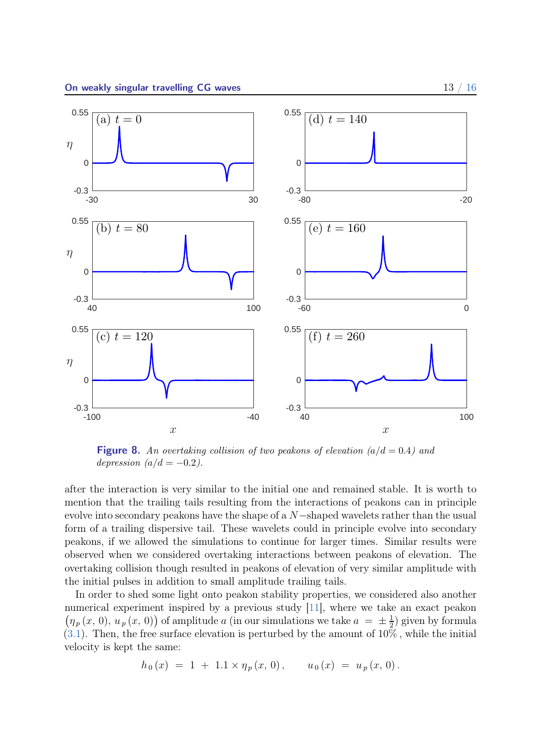**Figure 8.** *An overtaking collision of two peakons of elevation ($a/d = 0.4$) and depression ($a/d = -0.2$).*

after the interaction is very similar to the initial one and remained stable. It is worth to mention that the trailing tails resulting from the interactions of peakons can in principle evolve into secondary peakons have the shape of a $N-$shaped wavelets rather than the usual form of a trailing dispersive tail. These wavelets could in principle evolve into secondary peakons, if we allowed the simulations to continue for larger times. Similar results were observed when we considered overtaking interactions between peakons of elevation. The overtaking collision though resulted in peakons of elevation of very similar amplitude with the initial pulses in addition to small amplitude trailing tails.

In order to shed some light onto peakon stability properties, we considered also another numerical experiment inspired by a previous study [11], where we take an exact peakon $\bigl(\eta_p(x, 0),\, u_p(x, 0)\bigr)$ of amplitude $a$ (in our simulations we take $a = \pm\frac{1}{2}$) given by formula (3.1). Then, the free surface elevation is perturbed by the amount of $10\%$, while the initial velocity is kept the same:

$$h_0(x) \;=\; 1 \;+\; 1.1 \times \eta_p(x,\, 0)\,, \qquad u_0(x) \;=\; u_p(x,\, 0)\,.$$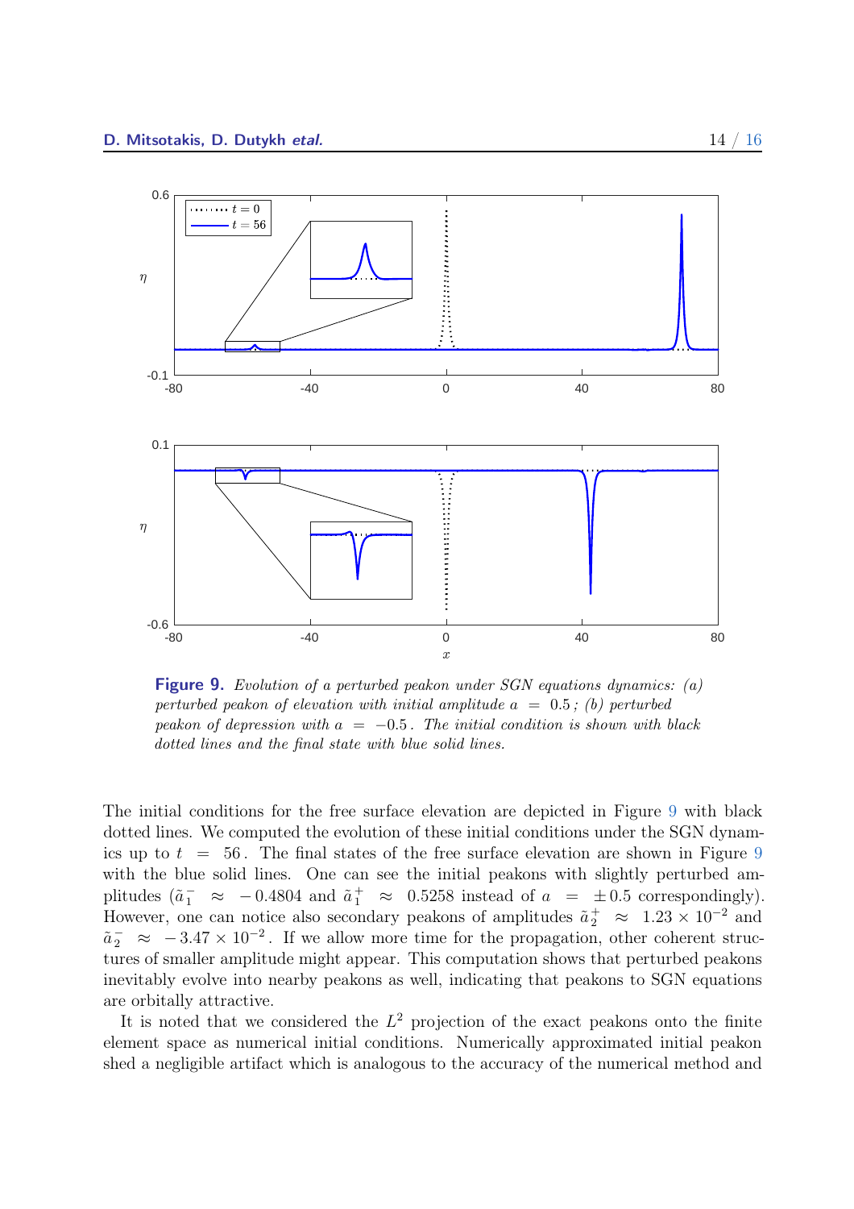**Figure 9.** *Evolution of a perturbed peakon under SGN equations dynamics: (a) perturbed peakon of elevation with initial amplitude $a = 0.5$; (b) perturbed peakon of depression with $a = -0.5$. The initial condition is shown with black dotted lines and the final state with blue solid lines.*

The initial conditions for the free surface elevation are depicted in Figure 9 with black dotted lines. We computed the evolution of these initial conditions under the SGN dynamics up to $t = 56$. The final states of the free surface elevation are shown in Figure 9 with the blue solid lines. One can see the initial peakons with slightly perturbed amplitudes ($\tilde{a}_1^- \approx -0.4804$ and $\tilde{a}_1^+ \approx 0.5258$ instead of $a = \pm 0.5$ correspondingly). However, one can notice also secondary peakons of amplitudes $\tilde{a}_2^+ \approx 1.23 \times 10^{-2}$ and $\tilde{a}_2^- \approx -3.47 \times 10^{-2}$. If we allow more time for the propagation, other coherent structures of smaller amplitude might appear. This computation shows that perturbed peakons inevitably evolve into nearby peakons as well, indicating that peakons to SGN equations are orbitally attractive.

It is noted that we considered the $L^2$ projection of the exact peakons onto the finite element space as numerical initial conditions. Numerically approximated initial peakon shed a negligible artifact which is analogous to the accuracy of the numerical method and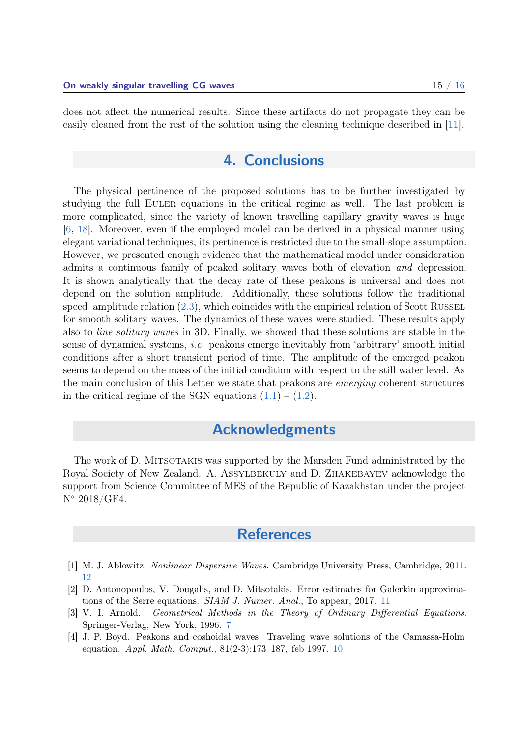does not affect the numerical results. Since these artifacts do not propagate they can be easily cleaned from the rest of the solution using the cleaning technique described in [11].

## 4. Conclusions

The physical pertinence of the proposed solutions has to be further investigated by studying the full Euler equations in the critical regime as well. The last problem is more complicated, since the variety of known travelling capillary–gravity waves is huge [6, 18]. Moreover, even if the employed model can be derived in a physical manner using elegant variational techniques, its pertinence is restricted due to the small-slope assumption. However, we presented enough evidence that the mathematical model under consideration admits a continuous family of peaked solitary waves both of elevation *and* depression. It is shown analytically that the decay rate of these peakons is universal and does not depend on the solution amplitude. Additionally, these solutions follow the traditional speed–amplitude relation (2.3), which coincides with the empirical relation of Scott Russel for smooth solitary waves. The dynamics of these waves were studied. These results apply also to *line solitary waves* in 3D. Finally, we showed that these solutions are stable in the sense of dynamical systems, *i.e.* peakons emerge inevitably from 'arbitrary' smooth initial conditions after a short transient period of time. The amplitude of the emerged peakon seems to depend on the mass of the initial condition with respect to the still water level. As the main conclusion of this Letter we state that peakons are *emerging* coherent structures in the critical regime of the SGN equations (1.1) – (1.2).

## Acknowledgments

The work of D. Mitsotakis was supported by the Marsden Fund administrated by the Royal Society of New Zealand. A. Assylbekuly and D. Zhakebayev acknowledge the support from Science Committee of MES of the Republic of Kazakhstan under the project N° 2018/GF4.

## References

[1] M. J. Ablowitz. *Nonlinear Dispersive Waves*. Cambridge University Press, Cambridge, 2011. 12

[2] D. Antonopoulos, V. Dougalis, and D. Mitsotakis. Error estimates for Galerkin approximations of the Serre equations. *SIAM J. Numer. Anal.*, To appear, 2017. 11

[3] V. I. Arnold. *Geometrical Methods in the Theory of Ordinary Differential Equations*. Springer-Verlag, New York, 1996. 7

[4] J. P. Boyd. Peakons and coshoidal waves: Traveling wave solutions of the Camassa-Holm equation. *Appl. Math. Comput.*, 81(2-3):173–187, feb 1997. 10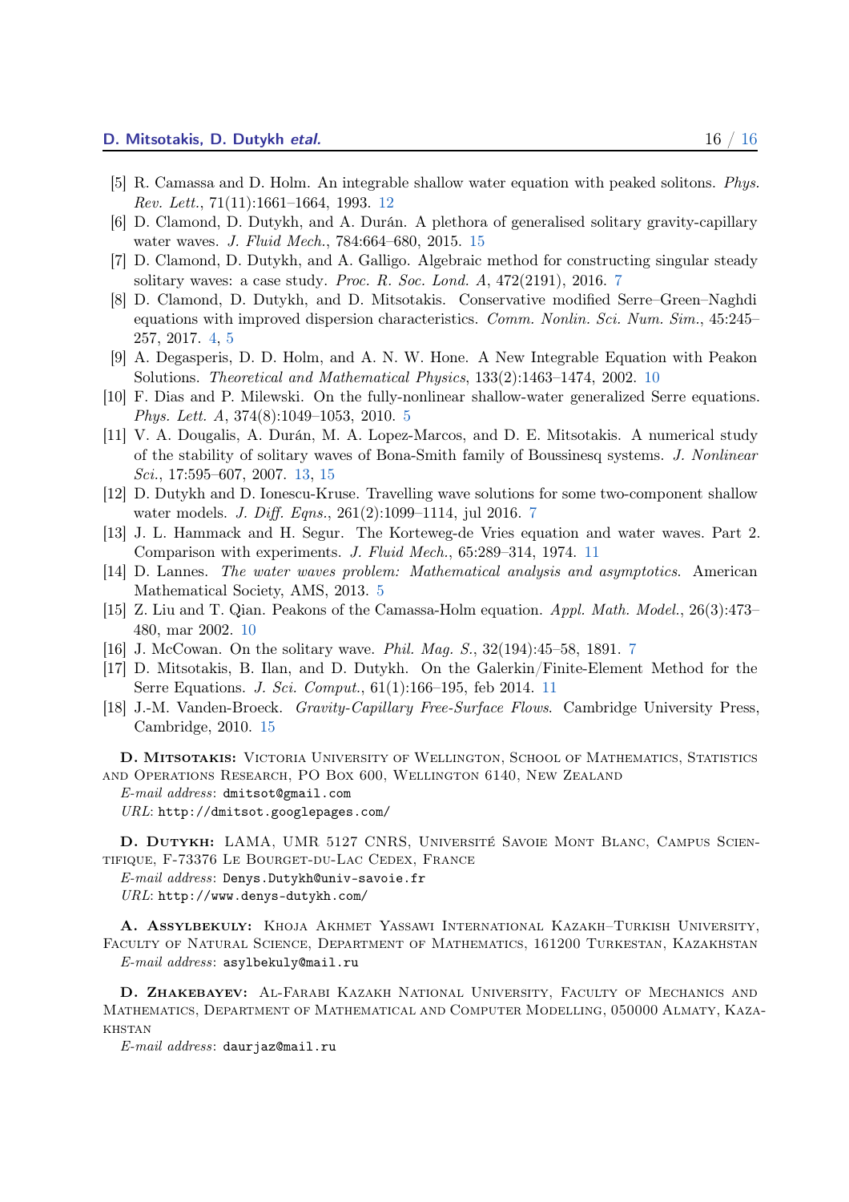[5] R. Camassa and D. Holm. An integrable shallow water equation with peaked solitons. *Phys. Rev. Lett.*, 71(11):1661–1664, 1993. 12

[6] D. Clamond, D. Dutykh, and A. Durán. A plethora of generalised solitary gravity-capillary water waves. *J. Fluid Mech.*, 784:664–680, 2015. 15

[7] D. Clamond, D. Dutykh, and A. Galligo. Algebraic method for constructing singular steady solitary waves: a case study. *Proc. R. Soc. Lond. A*, 472(2191), 2016. 7

[8] D. Clamond, D. Dutykh, and D. Mitsotakis. Conservative modified Serre–Green–Naghdi equations with improved dispersion characteristics. *Comm. Nonlin. Sci. Num. Sim.*, 45:245–257, 2017. 4, 5

[9] A. Degasperis, D. D. Holm, and A. N. W. Hone. A New Integrable Equation with Peakon Solutions. *Theoretical and Mathematical Physics*, 133(2):1463–1474, 2002. 10

[10] F. Dias and P. Milewski. On the fully-nonlinear shallow-water generalized Serre equations. *Phys. Lett. A*, 374(8):1049–1053, 2010. 5

[11] V. A. Dougalis, A. Durán, M. A. Lopez-Marcos, and D. E. Mitsotakis. A numerical study of the stability of solitary waves of Bona-Smith family of Boussinesq systems. *J. Nonlinear Sci.*, 17:595–607, 2007. 13, 15

[12] D. Dutykh and D. Ionescu-Kruse. Travelling wave solutions for some two-component shallow water models. *J. Diff. Eqns.*, 261(2):1099–1114, jul 2016. 7

[13] J. L. Hammack and H. Segur. The Korteweg-de Vries equation and water waves. Part 2. Comparison with experiments. *J. Fluid Mech.*, 65:289–314, 1974. 11

[14] D. Lannes. *The water waves problem: Mathematical analysis and asymptotics*. American Mathematical Society, AMS, 2013. 5

[15] Z. Liu and T. Qian. Peakons of the Camassa-Holm equation. *Appl. Math. Model.*, 26(3):473–480, mar 2002. 10

[16] J. McCowan. On the solitary wave. *Phil. Mag. S.*, 32(194):45–58, 1891. 7

[17] D. Mitsotakis, B. Ilan, and D. Dutykh. On the Galerkin/Finite-Element Method for the Serre Equations. *J. Sci. Comput.*, 61(1):166–195, feb 2014. 11

[18] J.-M. Vanden-Broeck. *Gravity-Capillary Free-Surface Flows*. Cambridge University Press, Cambridge, 2010. 15

**D. Mitsotakis:** Victoria University of Wellington, School of Mathematics, Statistics and Operations Research, PO Box 600, Wellington 6140, New Zealand
*E-mail address*: dmitsot@gmail.com
*URL*: http://dmitsot.googlepages.com/

**D. Dutykh:** LAMA, UMR 5127 CNRS, Université Savoie Mont Blanc, Campus Scientifique, F-73376 Le Bourget-du-Lac Cedex, France
*E-mail address*: Denys.Dutykh@univ-savoie.fr
*URL*: http://www.denys-dutykh.com/

**A. Assylbekuly:** Khoja Akhmet Yassawi International Kazakh–Turkish University, Faculty of Natural Science, Department of Mathematics, 161200 Turkestan, Kazakhstan
*E-mail address*: asylbekuly@mail.ru

**D. Zhakebayev:** Al-Farabi Kazakh National University, Faculty of Mechanics and Mathematics, Department of Mathematical and Computer Modelling, 050000 Almaty, Kazakhstan
*E-mail address*: daurjaz@mail.ru